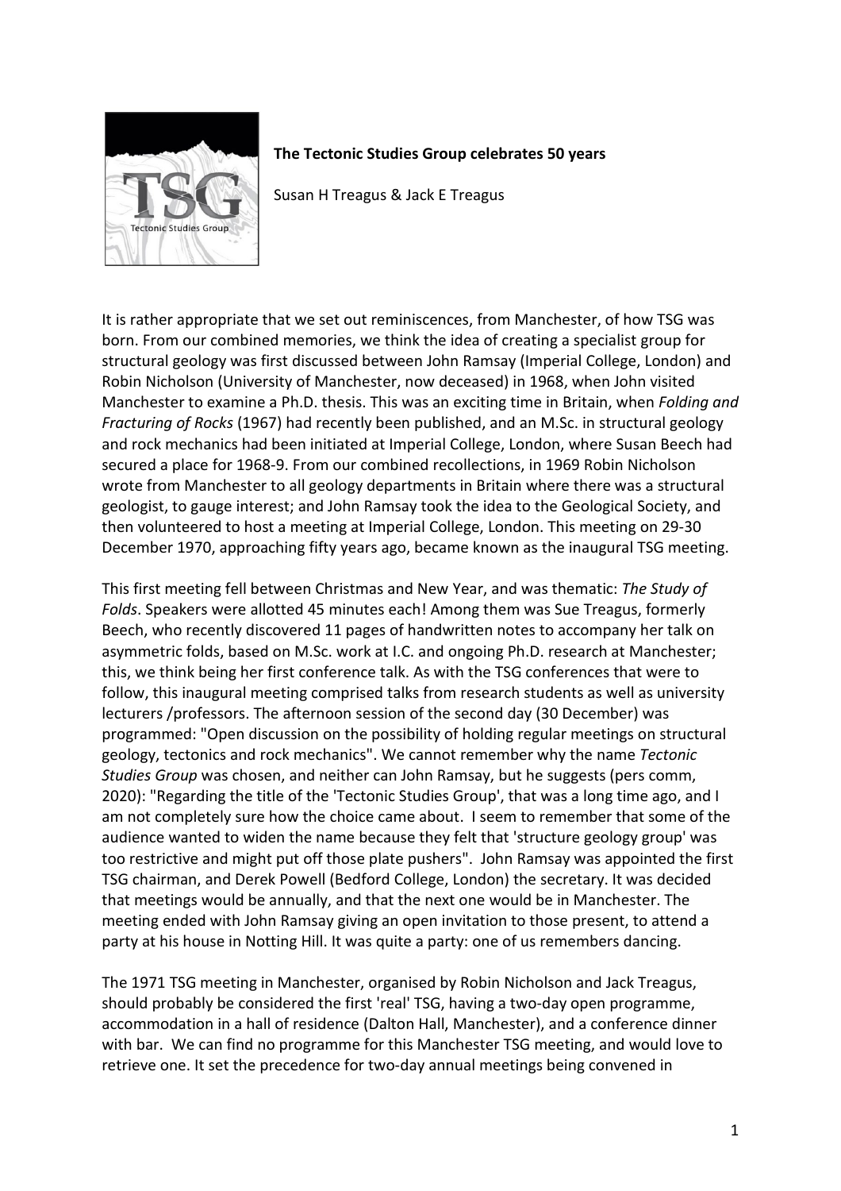**The Tectonic Studies Group celebrates 50 years**

Susan H Treagus & Jack E Treagus

It is rather appropriate that we set out reminiscences, from Manchester, of how TSG was born. From our combined memories, we think the idea of creating a specialist group for structural geology was first discussed between John Ramsay (Imperial College, London) and Robin Nicholson (University of Manchester, now deceased) in 1968, when John visited Manchester to examine a Ph.D. thesis. This was an exciting time in Britain, when *Folding and Fracturing of Rocks* (1967) had recently been published, and an M.Sc. in structural geology and rock mechanics had been initiated at Imperial College, London, where Susan Beech had secured a place for 1968-9. From our combined recollections, in 1969 Robin Nicholson wrote from Manchester to all geology departments in Britain where there was a structural geologist, to gauge interest; and John Ramsay took the idea to the Geological Society, and then volunteered to host a meeting at Imperial College, London. This meeting on 29-30 December 1970, approaching fifty years ago, became known as the inaugural TSG meeting.

This first meeting fell between Christmas and New Year, and was thematic: *The Study of Folds*. Speakers were allotted 45 minutes each! Among them was Sue Treagus, formerly Beech, who recently discovered 11 pages of handwritten notes to accompany her talk on asymmetric folds, based on M.Sc. work at I.C. and ongoing Ph.D. research at Manchester; this, we think being her first conference talk. As with the TSG conferences that were to follow, this inaugural meeting comprised talks from research students as well as university lecturers /professors. The afternoon session of the second day (30 December) was programmed: "Open discussion on the possibility of holding regular meetings on structural geology, tectonics and rock mechanics". We cannot remember why the name *Tectonic Studies Group* was chosen, and neither can John Ramsay, but he suggests (pers comm, 2020): "Regarding the title of the 'Tectonic Studies Group', that was a long time ago, and I am not completely sure how the choice came about. I seem to remember that some of the audience wanted to widen the name because they felt that 'structure geology group' was too restrictive and might put off those plate pushers". John Ramsay was appointed the first TSG chairman, and Derek Powell (Bedford College, London) the secretary. It was decided that meetings would be annually, and that the next one would be in Manchester. The meeting ended with John Ramsay giving an open invitation to those present, to attend a party at his house in Notting Hill. It was quite a party: one of us remembers dancing.

The 1971 TSG meeting in Manchester, organised by Robin Nicholson and Jack Treagus, should probably be considered the first 'real' TSG, having a two-day open programme, accommodation in a hall of residence (Dalton Hall, Manchester), and a conference dinner with bar. We can find no programme for this Manchester TSG meeting, and would love to retrieve one. It set the precedence for two-day annual meetings being convened in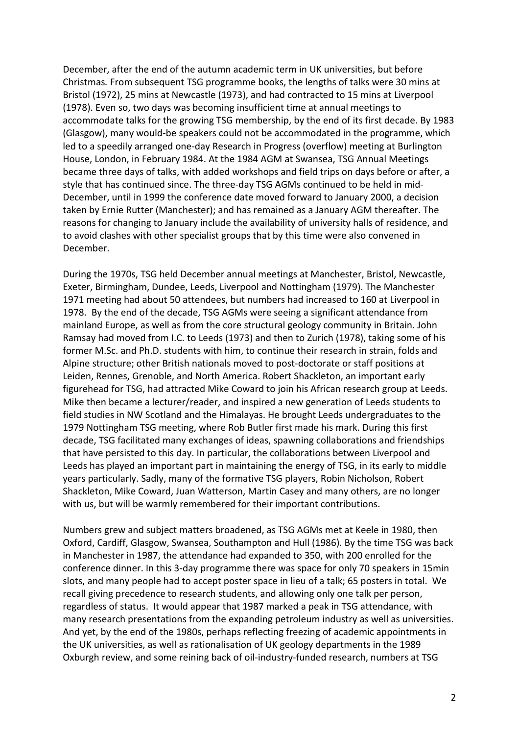December, after the end of the autumn academic term in UK universities, but before Christmas. From subsequent TSG programme books, the lengths of talks were 30 mins at Bristol (1972), 25 mins at Newcastle (1973), and had contracted to 15 mins at Liverpool (1978). Even so, two days was becoming insufficient time at annual meetings to accommodate talks for the growing TSG membership, by the end of its first decade. By 1983 (Glasgow), many would-be speakers could not be accommodated in the programme, which led to a speedily arranged one-day Research in Progress (overflow) meeting at Burlington House, London, in February 1984. At the 1984 AGM at Swansea, TSG Annual Meetings became three days of talks, with added workshops and field trips on days before or after, a style that has continued since. The three-day TSG AGMs continued to be held in mid-December, until in 1999 the conference date moved forward to January 2000, a decision taken by Ernie Rutter (Manchester); and has remained as a January AGM thereafter. The reasons for changing to January include the availability of university halls of residence, and to avoid clashes with other specialist groups that by this time were also convened in December.

During the 1970s, TSG held December annual meetings at Manchester, Bristol, Newcastle, Exeter, Birmingham, Dundee, Leeds, Liverpool and Nottingham (1979). The Manchester 1971 meeting had about 50 attendees, but numbers had increased to 160 at Liverpool in 1978. By the end of the decade, TSG AGMs were seeing a significant attendance from mainland Europe, as well as from the core structural geology community in Britain. John Ramsay had moved from I.C. to Leeds (1973) and then to Zurich (1978), taking some of his former M.Sc. and Ph.D. students with him, to continue their research in strain, folds and Alpine structure; other British nationals moved to post-doctorate or staff positions at Leiden, Rennes, Grenoble, and North America. Robert Shackleton, an important early figurehead for TSG, had attracted Mike Coward to join his African research group at Leeds. Mike then became a lecturer/reader, and inspired a new generation of Leeds students to field studies in NW Scotland and the Himalayas. He brought Leeds undergraduates to the 1979 Nottingham TSG meeting, where Rob Butler first made his mark. During this first decade, TSG facilitated many exchanges of ideas, spawning collaborations and friendships that have persisted to this day. In particular, the collaborations between Liverpool and Leeds has played an important part in maintaining the energy of TSG, in its early to middle years particularly. Sadly, many of the formative TSG players, Robin Nicholson, Robert Shackleton, Mike Coward, Juan Watterson, Martin Casey and many others, are no longer with us, but will be warmly remembered for their important contributions.

Numbers grew and subject matters broadened, as TSG AGMs met at Keele in 1980, then Oxford, Cardiff, Glasgow, Swansea, Southampton and Hull (1986). By the time TSG was back in Manchester in 1987, the attendance had expanded to 350, with 200 enrolled for the conference dinner. In this 3-day programme there was space for only 70 speakers in 15min slots, and many people had to accept poster space in lieu of a talk; 65 posters in total. We recall giving precedence to research students, and allowing only one talk per person, regardless of status. It would appear that 1987 marked a peak in TSG attendance, with many research presentations from the expanding petroleum industry as well as universities. And yet, by the end of the 1980s, perhaps reflecting freezing of academic appointments in the UK universities, as well as rationalisation of UK geology departments in the 1989 Oxburgh review, and some reining back of oil-industry-funded research, numbers at TSG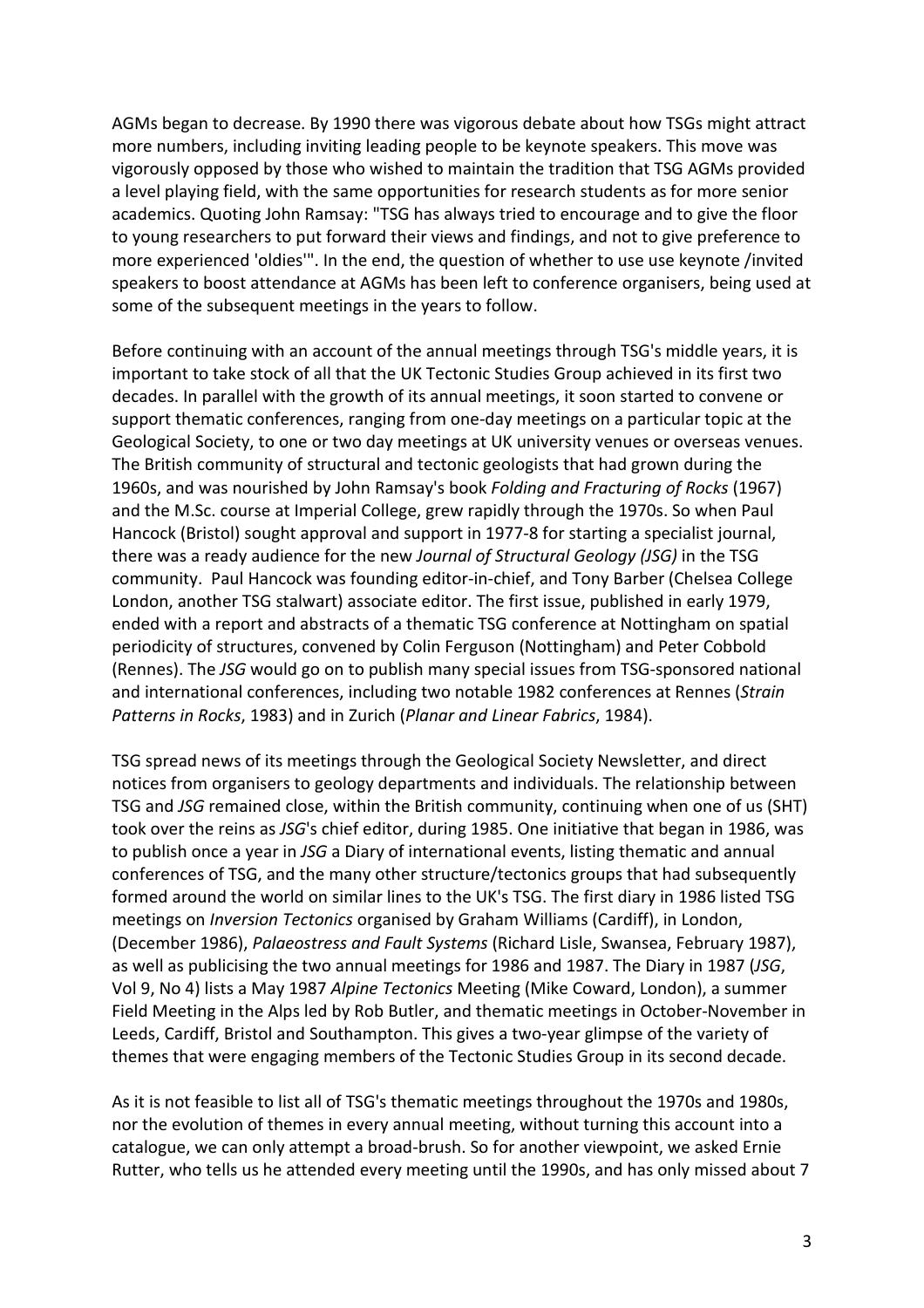AGMs began to decrease. By 1990 there was vigorous debate about how TSGs might attract more numbers, including inviting leading people to be keynote speakers. This move was vigorously opposed by those who wished to maintain the tradition that TSG AGMs provided a level playing field, with the same opportunities for research students as for more senior academics. Quoting John Ramsay: "TSG has always tried to encourage and to give the floor to young researchers to put forward their views and findings, and not to give preference to more experienced 'oldies'". In the end, the question of whether to use use keynote /invited speakers to boost attendance at AGMs has been left to conference organisers, being used at some of the subsequent meetings in the years to follow.

Before continuing with an account of the annual meetings through TSG's middle years, it is important to take stock of all that the UK Tectonic Studies Group achieved in its first two decades. In parallel with the growth of its annual meetings, it soon started to convene or support thematic conferences, ranging from one-day meetings on a particular topic at the Geological Society, to one or two day meetings at UK university venues or overseas venues. The British community of structural and tectonic geologists that had grown during the 1960s, and was nourished by John Ramsay's book *Folding and Fracturing of Rocks* (1967) and the M.Sc. course at Imperial College, grew rapidly through the 1970s. So when Paul Hancock (Bristol) sought approval and support in 1977-8 for starting a specialist journal, there was a ready audience for the new *Journal of Structural Geology (JSG)* in the TSG community. Paul Hancock was founding editor-in-chief, and Tony Barber (Chelsea College London, another TSG stalwart) associate editor. The first issue, published in early 1979, ended with a report and abstracts of a thematic TSG conference at Nottingham on spatial periodicity of structures, convened by Colin Ferguson (Nottingham) and Peter Cobbold (Rennes). The *JSG* would go on to publish many special issues from TSG-sponsored national and international conferences, including two notable 1982 conferences at Rennes (*Strain Patterns in Rocks*, 1983) and in Zurich (*Planar and Linear Fabrics*, 1984).

TSG spread news of its meetings through the Geological Society Newsletter, and direct notices from organisers to geology departments and individuals. The relationship between TSG and *JSG* remained close, within the British community, continuing when one of us (SHT) took over the reins as *JSG*'s chief editor, during 1985. One initiative that began in 1986, was to publish once a year in *JSG* a Diary of international events, listing thematic and annual conferences of TSG, and the many other structure/tectonics groups that had subsequently formed around the world on similar lines to the UK's TSG. The first diary in 1986 listed TSG meetings on *Inversion Tectonics* organised by Graham Williams (Cardiff), in London, (December 1986), *Palaeostress and Fault Systems* (Richard Lisle, Swansea, February 1987), as well as publicising the two annual meetings for 1986 and 1987. The Diary in 1987 (*JSG*, Vol 9, No 4) lists a May 1987 *Alpine Tectonics* Meeting (Mike Coward, London), a summer Field Meeting in the Alps led by Rob Butler, and thematic meetings in October-November in Leeds, Cardiff, Bristol and Southampton. This gives a two-year glimpse of the variety of themes that were engaging members of the Tectonic Studies Group in its second decade.

As it is not feasible to list all of TSG's thematic meetings throughout the 1970s and 1980s, nor the evolution of themes in every annual meeting, without turning this account into a catalogue, we can only attempt a broad-brush. So for another viewpoint, we asked Ernie Rutter, who tells us he attended every meeting until the 1990s, and has only missed about 7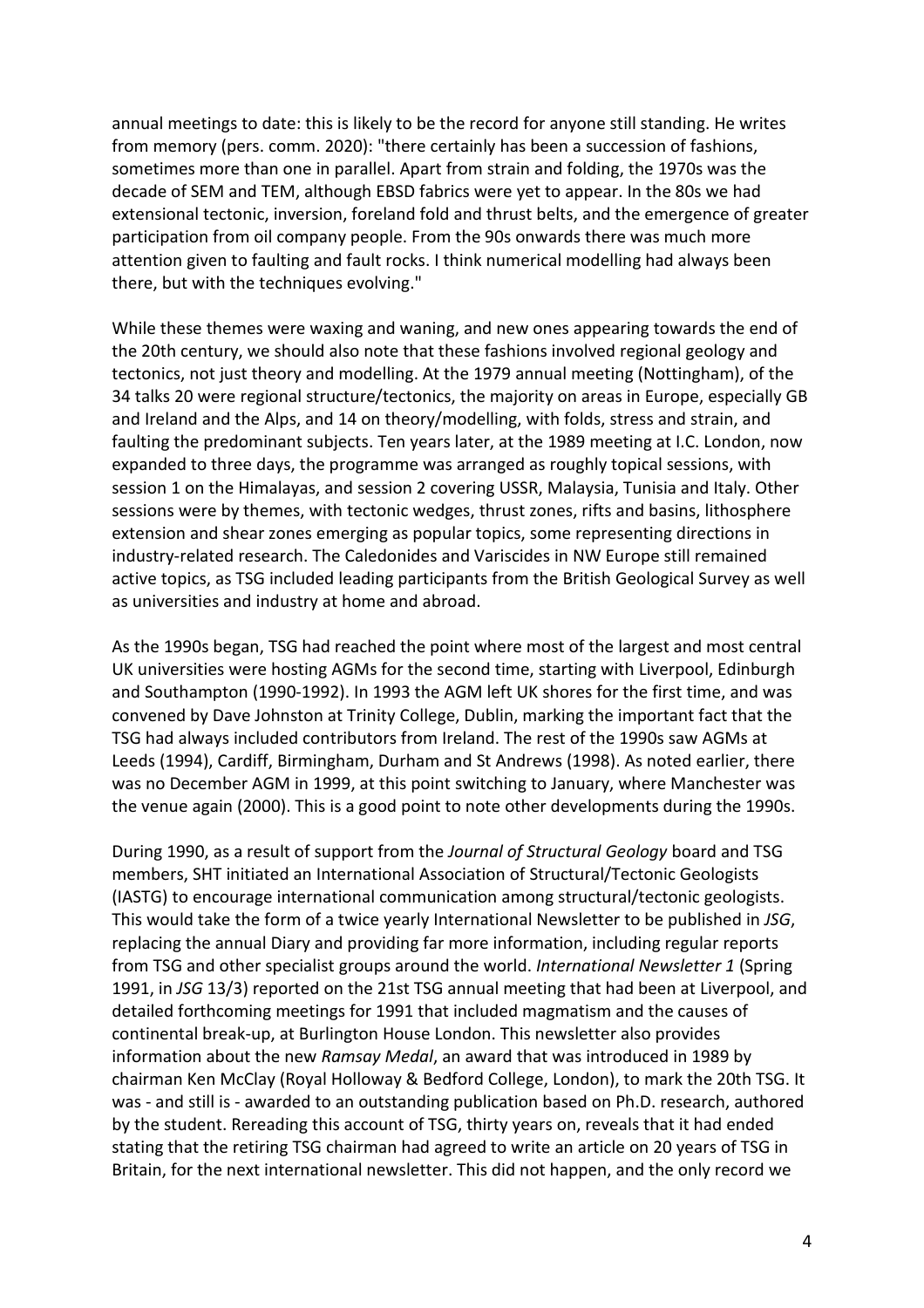annual meetings to date: this is likely to be the record for anyone still standing. He writes from memory (pers. comm. 2020): "there certainly has been a succession of fashions, sometimes more than one in parallel. Apart from strain and folding, the 1970s was the decade of SEM and TEM, although EBSD fabrics were yet to appear. In the 80s we had extensional tectonic, inversion, foreland fold and thrust belts, and the emergence of greater participation from oil company people. From the 90s onwards there was much more attention given to faulting and fault rocks. I think numerical modelling had always been there, but with the techniques evolving."

While these themes were waxing and waning, and new ones appearing towards the end of the 20th century, we should also note that these fashions involved regional geology and tectonics, not just theory and modelling. At the 1979 annual meeting (Nottingham), of the 34 talks 20 were regional structure/tectonics, the majority on areas in Europe, especially GB and Ireland and the Alps, and 14 on theory/modelling, with folds, stress and strain, and faulting the predominant subjects. Ten years later, at the 1989 meeting at I.C. London, now expanded to three days, the programme was arranged as roughly topical sessions, with session 1 on the Himalayas, and session 2 covering USSR, Malaysia, Tunisia and Italy. Other sessions were by themes, with tectonic wedges, thrust zones, rifts and basins, lithosphere extension and shear zones emerging as popular topics, some representing directions in industry-related research. The Caledonides and Variscides in NW Europe still remained active topics, as TSG included leading participants from the British Geological Survey as well as universities and industry at home and abroad.

As the 1990s began, TSG had reached the point where most of the largest and most central UK universities were hosting AGMs for the second time, starting with Liverpool, Edinburgh and Southampton (1990-1992). In 1993 the AGM left UK shores for the first time, and was convened by Dave Johnston at Trinity College, Dublin, marking the important fact that the TSG had always included contributors from Ireland. The rest of the 1990s saw AGMs at Leeds (1994), Cardiff, Birmingham, Durham and St Andrews (1998). As noted earlier, there was no December AGM in 1999, at this point switching to January, where Manchester was the venue again (2000). This is a good point to note other developments during the 1990s.

During 1990, as a result of support from the *Journal of Structural Geology* board and TSG members, SHT initiated an International Association of Structural/Tectonic Geologists (IASTG) to encourage international communication among structural/tectonic geologists. This would take the form of a twice yearly International Newsletter to be published in *JSG*, replacing the annual Diary and providing far more information, including regular reports from TSG and other specialist groups around the world. *International Newsletter 1* (Spring 1991, in *JSG* 13/3) reported on the 21st TSG annual meeting that had been at Liverpool, and detailed forthcoming meetings for 1991 that included magmatism and the causes of continental break-up, at Burlington House London. This newsletter also provides information about the new *Ramsay Medal*, an award that was introduced in 1989 by chairman Ken McClay (Royal Holloway & Bedford College, London), to mark the 20th TSG. It was - and still is - awarded to an outstanding publication based on Ph.D. research, authored by the student. Rereading this account of TSG, thirty years on, reveals that it had ended stating that the retiring TSG chairman had agreed to write an article on 20 years of TSG in Britain, for the next international newsletter. This did not happen, and the only record we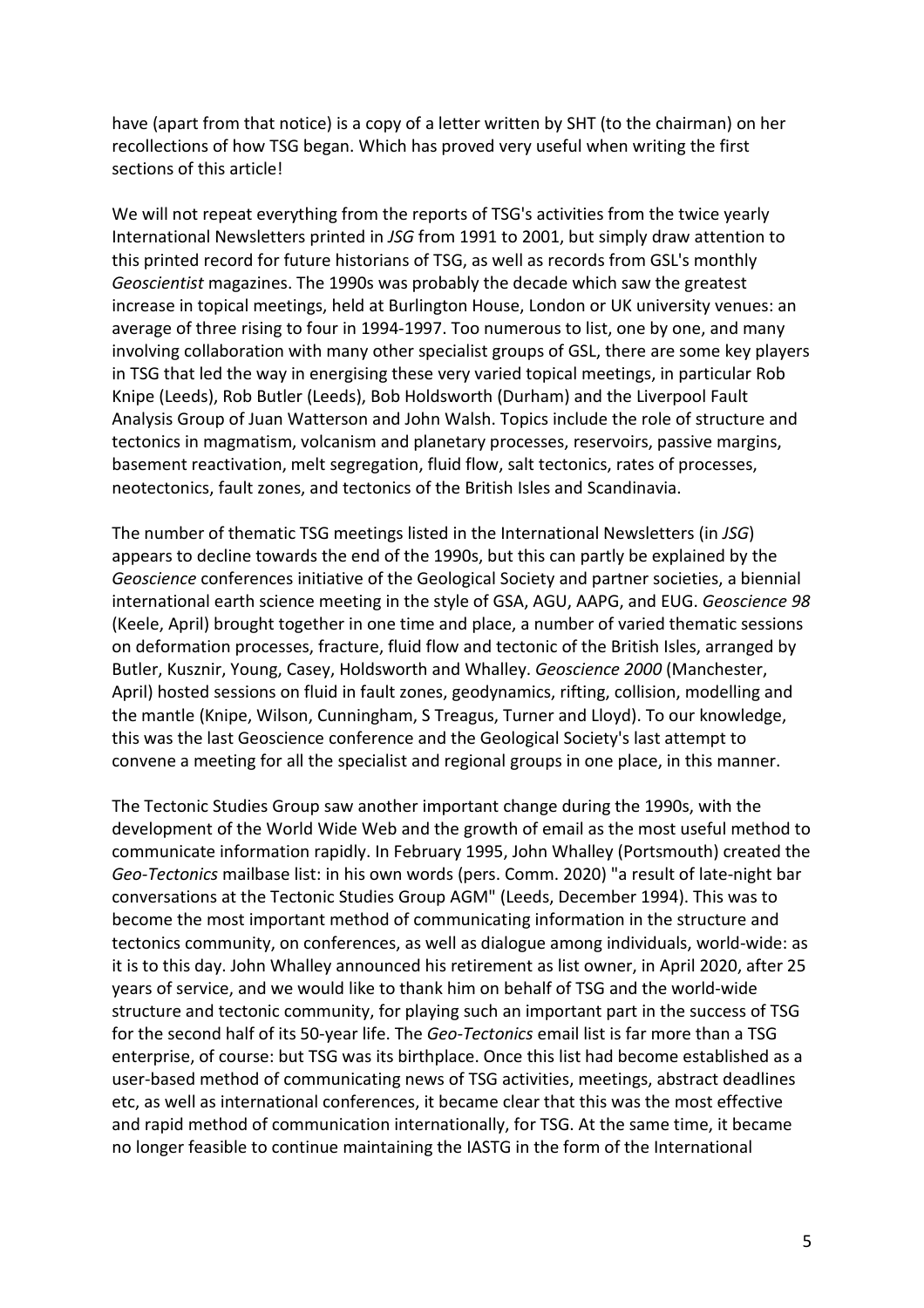have (apart from that notice) is a copy of a letter written by SHT (to the chairman) on her recollections of how TSG began. Which has proved very useful when writing the first sections of this article!

We will not repeat everything from the reports of TSG's activities from the twice yearly International Newsletters printed in *JSG* from 1991 to 2001, but simply draw attention to this printed record for future historians of TSG, as well as records from GSL's monthly *Geoscientist* magazines. The 1990s was probably the decade which saw the greatest increase in topical meetings, held at Burlington House, London or UK university venues: an average of three rising to four in 1994-1997. Too numerous to list, one by one, and many involving collaboration with many other specialist groups of GSL, there are some key players in TSG that led the way in energising these very varied topical meetings, in particular Rob Knipe (Leeds), Rob Butler (Leeds), Bob Holdsworth (Durham) and the Liverpool Fault Analysis Group of Juan Watterson and John Walsh. Topics include the role of structure and tectonics in magmatism, volcanism and planetary processes, reservoirs, passive margins, basement reactivation, melt segregation, fluid flow, salt tectonics, rates of processes, neotectonics, fault zones, and tectonics of the British Isles and Scandinavia.

The number of thematic TSG meetings listed in the International Newsletters (in *JSG*) appears to decline towards the end of the 1990s, but this can partly be explained by the *Geoscience* conferences initiative of the Geological Society and partner societies, a biennial international earth science meeting in the style of GSA, AGU, AAPG, and EUG. *Geoscience 98* (Keele, April) brought together in one time and place, a number of varied thematic sessions on deformation processes, fracture, fluid flow and tectonic of the British Isles, arranged by Butler, Kusznir, Young, Casey, Holdsworth and Whalley. *Geoscience 2000* (Manchester, April) hosted sessions on fluid in fault zones, geodynamics, rifting, collision, modelling and the mantle (Knipe, Wilson, Cunningham, S Treagus, Turner and Lloyd). To our knowledge, this was the last Geoscience conference and the Geological Society's last attempt to convene a meeting for all the specialist and regional groups in one place, in this manner.

The Tectonic Studies Group saw another important change during the 1990s, with the development of the World Wide Web and the growth of email as the most useful method to communicate information rapidly. In February 1995, John Whalley (Portsmouth) created the *Geo-Tectonics* mailbase list: in his own words (pers. Comm. 2020) "a result of late-night bar conversations at the Tectonic Studies Group AGM" (Leeds, December 1994). This was to become the most important method of communicating information in the structure and tectonics community, on conferences, as well as dialogue among individuals, world-wide: as it is to this day. John Whalley announced his retirement as list owner, in April 2020, after 25 years of service, and we would like to thank him on behalf of TSG and the world-wide structure and tectonic community, for playing such an important part in the success of TSG for the second half of its 50-year life. The *Geo-Tectonics* email list is far more than a TSG enterprise, of course: but TSG was its birthplace. Once this list had become established as a user-based method of communicating news of TSG activities, meetings, abstract deadlines etc, as well as international conferences, it became clear that this was the most effective and rapid method of communication internationally, for TSG. At the same time, it became no longer feasible to continue maintaining the IASTG in the form of the International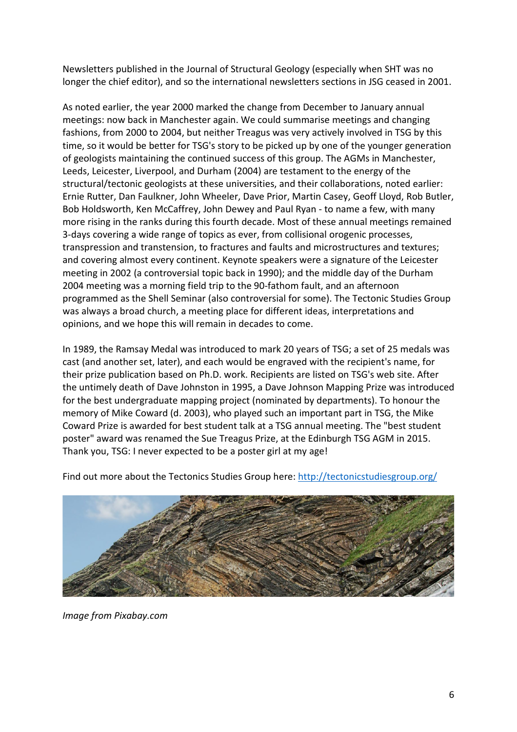Newsletters published in the Journal of Structural Geology (especially when SHT was no longer the chief editor), and so the international newsletters sections in JSG ceased in 2001.

As noted earlier, the year 2000 marked the change from December to January annual meetings: now back in Manchester again. We could summarise meetings and changing fashions, from 2000 to 2004, but neither Treagus was very actively involved in TSG by this time, so it would be better for TSG's story to be picked up by one of the younger generation of geologists maintaining the continued success of this group. The AGMs in Manchester, Leeds, Leicester, Liverpool, and Durham (2004) are testament to the energy of the structural/tectonic geologists at these universities, and their collaborations, noted earlier: Ernie Rutter, Dan Faulkner, John Wheeler, Dave Prior, Martin Casey, Geoff Lloyd, Rob Butler, Bob Holdsworth, Ken McCaffrey, John Dewey and Paul Ryan - to name a few, with many more rising in the ranks during this fourth decade. Most of these annual meetings remained 3-days covering a wide range of topics as ever, from collisional orogenic processes, transpression and transtension, to fractures and faults and microstructures and textures; and covering almost every continent. Keynote speakers were a signature of the Leicester meeting in 2002 (a controversial topic back in 1990); and the middle day of the Durham 2004 meeting was a morning field trip to the 90-fathom fault, and an afternoon programmed as the Shell Seminar (also controversial for some). The Tectonic Studies Group was always a broad church, a meeting place for different ideas, interpretations and opinions, and we hope this will remain in decades to come.

In 1989, the Ramsay Medal was introduced to mark 20 years of TSG; a set of 25 medals was cast (and another set, later), and each would be engraved with the recipient's name, for their prize publication based on Ph.D. work. Recipients are listed on TSG's web site. After the untimely death of Dave Johnston in 1995, a Dave Johnson Mapping Prize was introduced for the best undergraduate mapping project (nominated by departments). To honour the memory of Mike Coward (d. 2003), who played such an important part in TSG, the Mike Coward Prize is awarded for best student talk at a TSG annual meeting. The "best student poster" award was renamed the Sue Treagus Prize, at the Edinburgh TSG AGM in 2015. Thank you, TSG: I never expected to be a poster girl at my age!

Find out more about the Tectonics Studies Group here: [http://tectonicstudiesgroup.org/](http://tectonicstudiesgroup.org/)

*Image from Pixabay.com*